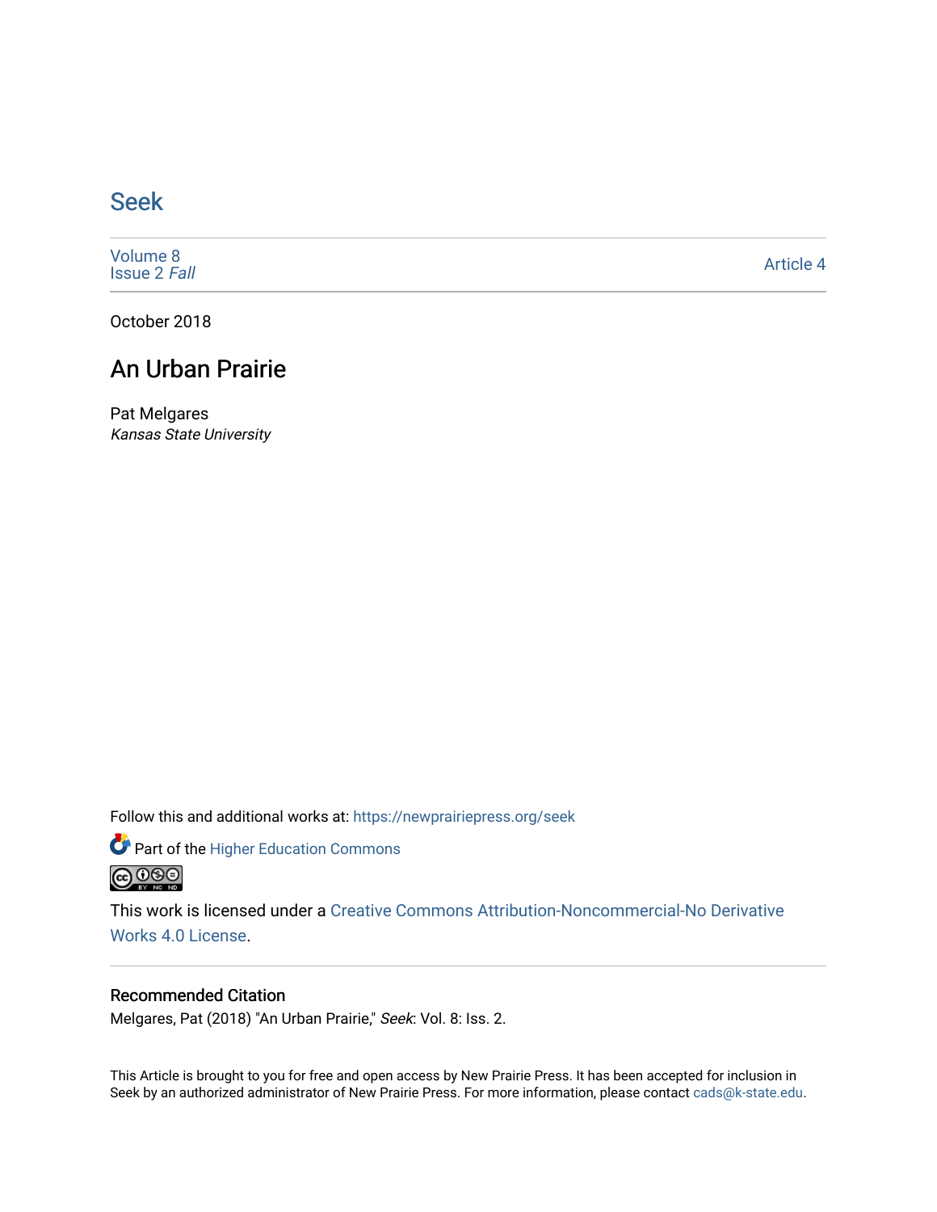# Seek

Volume 8
Issue 2 *Fall*

Article 4

October 2018

## An Urban Prairie

Pat Melgares
*Kansas State University*

Follow this and additional works at: https://newprairiepress.org/seek

Part of the Higher Education Commons

This work is licensed under a Creative Commons Attribution-Noncommercial-No Derivative Works 4.0 License.

### Recommended Citation

Melgares, Pat (2018) "An Urban Prairie," *Seek*: Vol. 8: Iss. 2.

This Article is brought to you for free and open access by New Prairie Press. It has been accepted for inclusion in Seek by an authorized administrator of New Prairie Press. For more information, please contact cads@k-state.edu.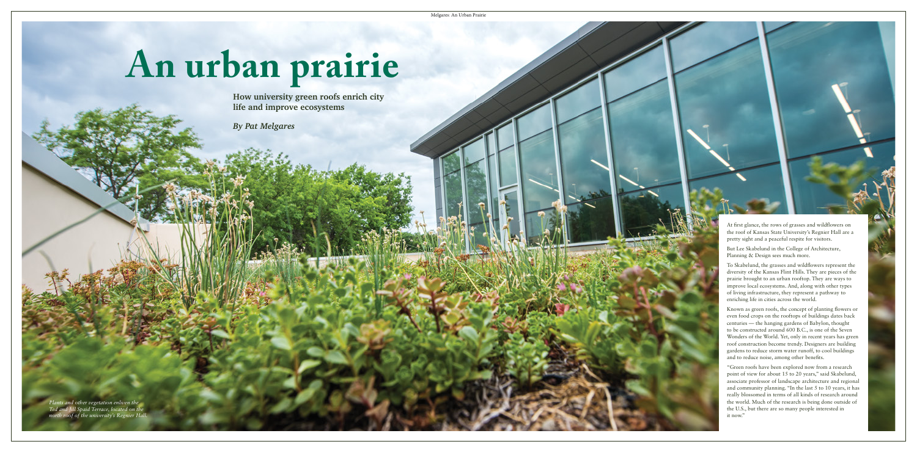# An urban prairie

**How university green roofs enrich city life and improve ecosystems**

***By Pat Melgares***

*Plants and other vegetation enliven the Ted and Jill Spaid Terrace, located on the north roof of the university's Regnier Hall.*

At first glance, the rows of grasses and wildflowers on the roof of Kansas State University's Regnier Hall are a pretty sight and a peaceful respite for visitors.

But Lee Skabelund in the College of Architecture, Planning & Design sees much more.

To Skabelund, the grasses and wildflowers represent the diversity of the Kansas Flint Hills. They are pieces of the prairie brought to an urban rooftop. They are ways to improve local ecosystems. And, along with other types of living infrastructure, they represent a pathway to enriching life in cities across the world.

Known as green roofs, the concept of planting flowers or even food crops on the rooftops of buildings dates back centuries — the hanging gardens of Babylon, thought to be constructed around 600 B.C., is one of the Seven Wonders of the World. Yet, only in recent years has green roof construction become trendy. Designers are building gardens to reduce storm water runoff, to cool buildings and to reduce noise, among other benefits.

"Green roofs have been explored now from a research point of view for about 15 to 20 years," said Skabelund, associate professor of landscape architecture and regional and community planning. "In the last 5 to 10 years, it has really blossomed in terms of all kinds of research around the world. Much of the research is being done outside of the U.S., but there are so many people interested in it now."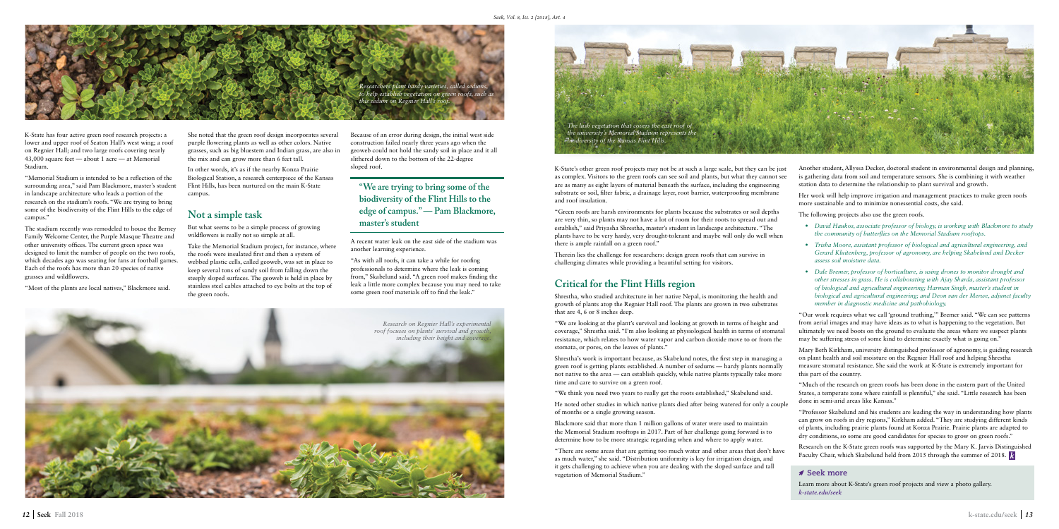*Researchers plant hardy varieties, called sedums, to help establish vegetation on green roofs, such as this sedum on Regnier Hall's roof.*

K-State has four active green roof research projects: a lower and upper roof of Seaton Hall's west wing; a roof on Regnier Hall; and two large roofs covering nearly 43,000 square feet — about 1 acre — at Memorial Stadium.

"Memorial Stadium is intended to be a reflection of the surrounding area," said Pam Blackmore, master's student in landscape architecture who leads a portion of the research on the stadium's roofs. "We are trying to bring some of the biodiversity of the Flint Hills to the edge of campus."

The stadium recently was remodeled to house the Berney Family Welcome Center, the Purple Masque Theatre and other university offices. The current green space was designed to limit the number of people on the two roofs, which decades ago was seating for fans at football games. Each of the roofs has more than 20 species of native grasses and wildflowers.

"Most of the plants are local natives," Blackmore said.

She noted that the green roof design incorporates several purple flowering plants as well as other colors. Native grasses, such as big bluestem and Indian grass, are also in the mix and can grow more than 6 feet tall.

In other words, it's as if the nearby Konza Prairie Biological Station, a research centerpiece of the Kansas Flint Hills, has been nurtured on the main K-State campus.

## Not a simple task

But what seems to be a simple process of growing wildflowers is really not so simple at all.

Take the Memorial Stadium project, for instance, where the roofs were insulated first and then a system of webbed plastic cells, called geoweb, was set in place to keep several tons of sandy soil from falling down the steeply sloped surfaces. The geoweb is held in place by stainless steel cables attached to eye bolts at the top of the green roofs.

Because of an error during design, the initial west side construction failed nearly three years ago when the geoweb could not hold the sandy soil in place and it all slithered down to the bottom of the 22-degree sloped roof.

> **"We are trying to bring some of the biodiversity of the Flint Hills to the edge of campus." — Pam Blackmore, master's student**

A recent water leak on the east side of the stadium was another learning experience.

"As with all roofs, it can take a while for roofing professionals to determine where the leak is coming from," Skabelund said. "A green roof makes finding the leak a little more complex because you may need to take some green roof materials off to find the leak."

*Research on Regnier Hall's experimental roof focuses on plants' survival and growth, including their height and coverage.*

*The lush vegetation that covers the east roof of the university's Memorial Stadium represents the biodiversity of the Kansas Flint Hills.*

K-State's other green roof projects may not be at such a large scale, but they can be just as complex. Visitors to the green roofs can see soil and plants, but what they cannot see are as many as eight layers of material beneath the surface, including the engineering substrate or soil, filter fabric, a drainage layer, root barrier, waterproofing membrane and roof insulation.

"Green roofs are harsh environments for plants because the substrates or soil depths are very thin, so plants may not have a lot of room for their roots to spread out and establish," said Priyasha Shrestha, master's student in landscape architecture. "The plants have to be very hardy, very drought-tolerant and maybe will only do well when there is ample rainfall on a green roof."

Therein lies the challenge for researchers: design green roofs that can survive in challenging climates while providing a beautiful setting for visitors.

## Critical for the Flint Hills region

Shrestha, who studied architecture in her native Nepal, is monitoring the health and growth of plants atop the Regnier Hall roof. The plants are grown in two substrates that are 4, 6 or 8 inches deep.

"We are looking at the plant's survival and looking at growth in terms of height and coverage," Shrestha said. "I'm also looking at physiological health in terms of stomatal resistance, which relates to how water vapor and carbon dioxide move to or from the stomata, or pores, on the leaves of plants."

Shrestha's work is important because, as Skabelund notes, the first step in managing a green roof is getting plants established. A number of sedums — hardy plants normally not native to the area — can establish quickly, while native plants typically take more time and care to survive on a green roof.

"We think you need two years to really get the roots established," Skabelund said.

He noted other studies in which native plants died after being watered for only a couple of months or a single growing season.

Blackmore said that more than 1 million gallons of water were used to maintain the Memorial Stadium rooftops in 2017. Part of her challenge going forward is to determine how to be more strategic regarding when and where to apply water.

"There are some areas that are getting too much water and other areas that don't have as much water," she said. "Distribution uniformity is key for irrigation design, and it gets challenging to achieve when you are dealing with the sloped surface and tall vegetation of Memorial Stadium."

Another student, Allyssa Decker, doctoral student in environmental design and planning, is gathering data from soil and temperature sensors. She is combining it with weather station data to determine the relationship to plant survival and growth.

Her work will help improve irrigation and management practices to make green roofs more sustainable and to minimize nonessential costs, she said.

The following projects also use the green roofs.

- *David Haukos, associate professor of biology, is working with Blackmore to study the community of butterflies on the Memorial Stadium rooftops.*
- *Trisha Moore, assistant professor of biological and agricultural engineering, and Gerard Kluitenberg, professor of agronomy, are helping Skabelund and Decker assess soil moisture data.*
- *Dale Bremer, professor of horticulture, is using drones to monitor drought and other stresses in grass. He is collaborating with Ajay Sharda, assistant professor of biological and agricultural engineering; Harman Singh, master's student in biological and agricultural engineering; and Deon van der Merwe, adjunct faculty member in diagnostic medicine and pathobiology.*

"Our work requires what we call 'ground truthing,'" Bremer said. "We can see patterns from aerial images and may have ideas as to what is happening to the vegetation. But ultimately we need boots on the ground to evaluate the areas where we suspect plants may be suffering stress of some kind to determine exactly what is going on."

Mary Beth Kirkham, university distinguished professor of agronomy, is guiding research on plant health and soil moisture on the Regnier Hall roof and helping Shrestha measure stomatal resistance. She said the work at K-State is extremely important for this part of the country.

"Much of the research on green roofs has been done in the eastern part of the United States, a temperate zone where rainfall is plentiful," she said. "Little research has been done in semi-arid areas like Kansas."

"Professor Skabelund and his students are leading the way in understanding how plants can grow on roofs in dry regions," Kirkham added. "They are studying different kinds of plants, including prairie plants found at Konza Prairie. Prairie plants are adapted to dry conditions, so some are good candidates for species to grow on green roofs."

Research on the K-State green roofs was supported by the Mary K. Jarvis Distinguished Faculty Chair, which Skabelund held from 2015 through the summer of 2018.

**Seek more**

Learn more about K-State's green roof projects and view a photo gallery. *k-state.edu/seek*